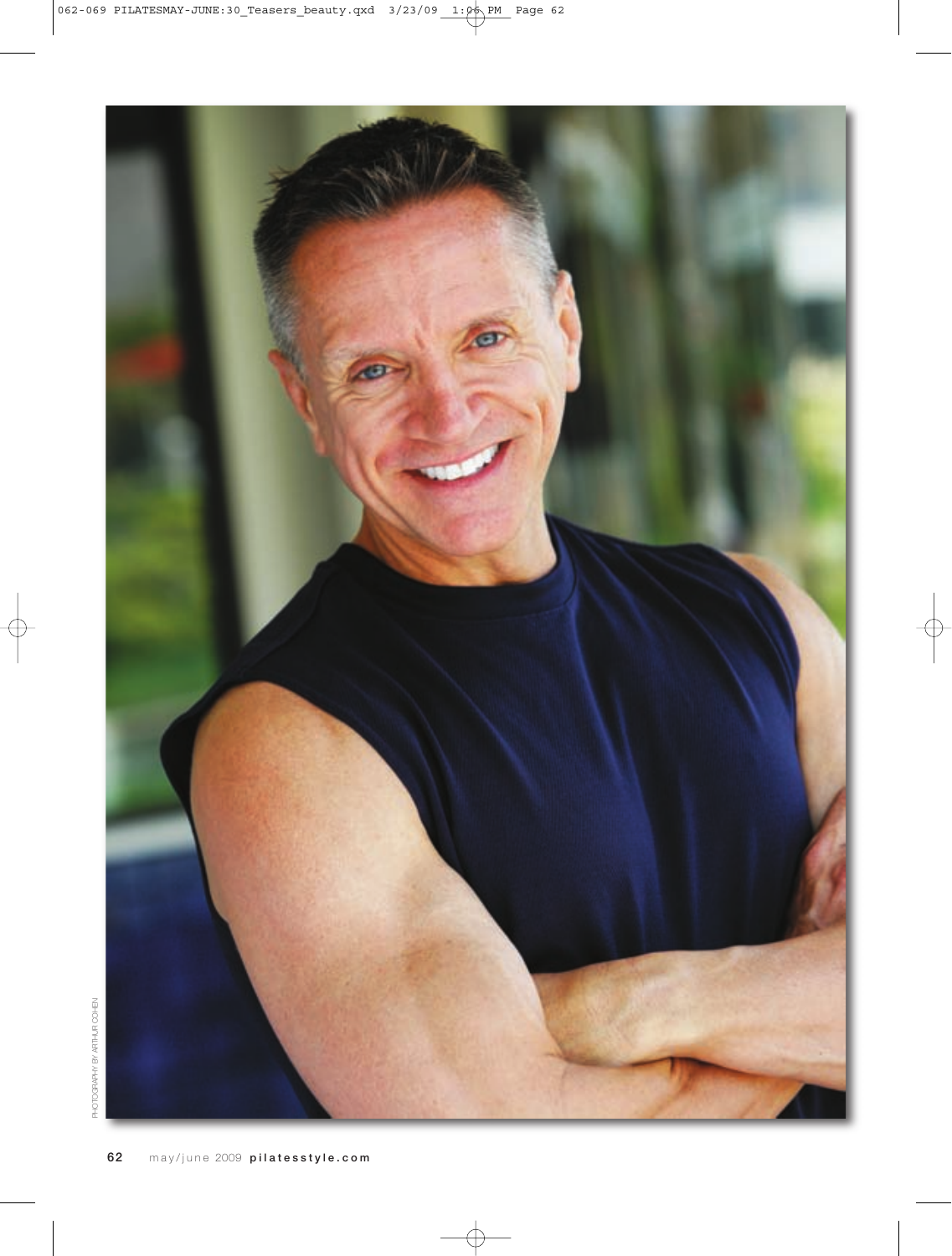PHOTOGRAPHY BY ARTHUR COHEN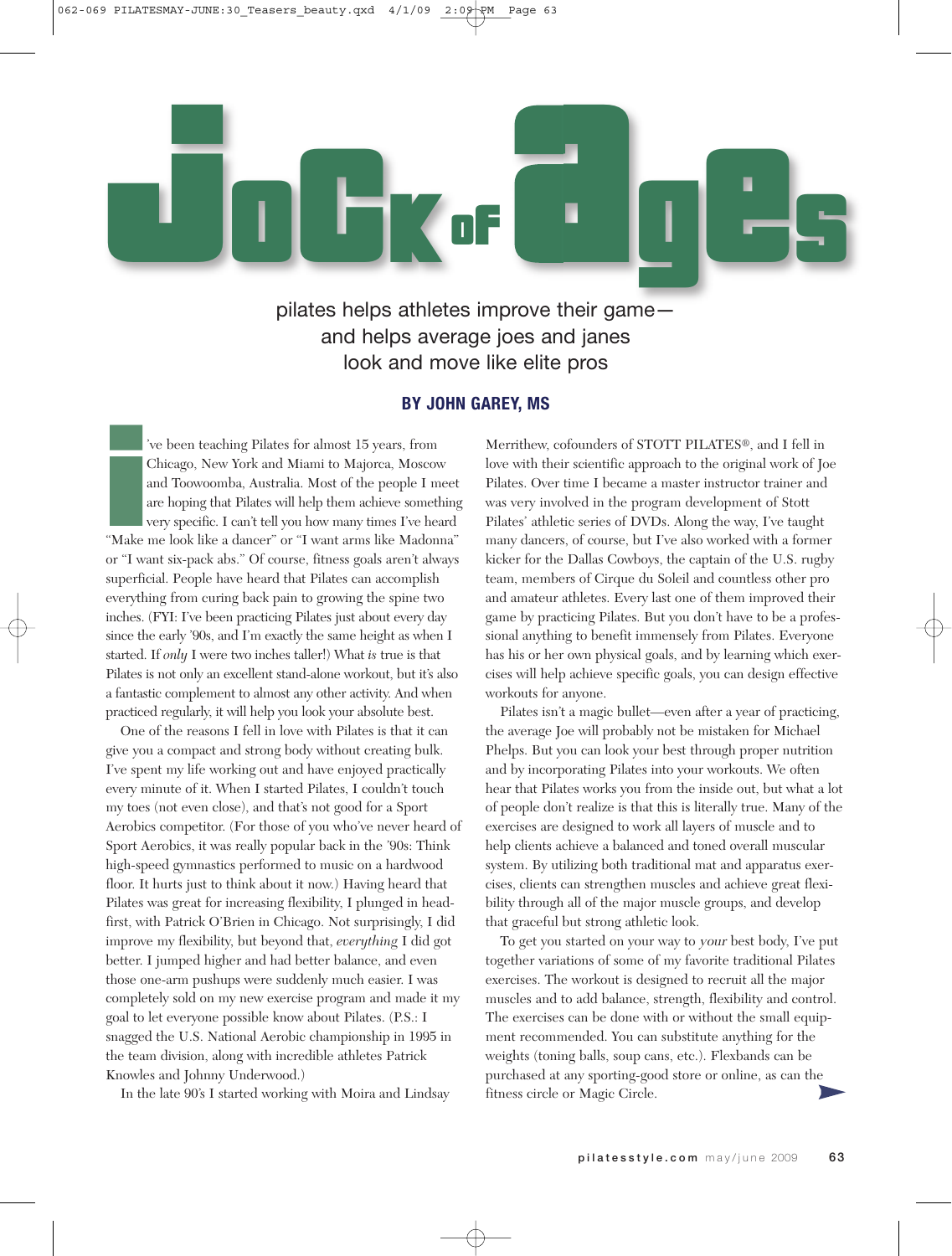# Jock of Ages

pilates helps athletes improve their game—
and helps average joes and janes
look and move like elite pros

**BY JOHN GAREY, MS**

I've been teaching Pilates for almost 15 years, from Chicago, New York and Miami to Majorca, Moscow and Toowoomba, Australia. Most of the people I meet are hoping that Pilates will help them achieve something very specific. I can't tell you how many times I've heard "Make me look like a dancer" or "I want arms like Madonna" or "I want six-pack abs." Of course, fitness goals aren't always superficial. People have heard that Pilates can accomplish everything from curing back pain to growing the spine two inches. (FYI: I've been practicing Pilates just about every day since the early '90s, and I'm exactly the same height as when I started. If *only* I were two inches taller!) What *is* true is that Pilates is not only an excellent stand-alone workout, but it's also a fantastic complement to almost any other activity. And when practiced regularly, it will help you look your absolute best.

One of the reasons I fell in love with Pilates is that it can give you a compact and strong body without creating bulk. I've spent my life working out and have enjoyed practically every minute of it. When I started Pilates, I couldn't touch my toes (not even close), and that's not good for a Sport Aerobics competitor. (For those of you who've never heard of Sport Aerobics, it was really popular back in the '90s: Think high-speed gymnastics performed to music on a hardwood floor. It hurts just to think about it now.) Having heard that Pilates was great for increasing flexibility, I plunged in head-first, with Patrick O'Brien in Chicago. Not surprisingly, I did improve my flexibility, but beyond that, *everything* I did got better. I jumped higher and had better balance, and even those one-arm pushups were suddenly much easier. I was completely sold on my new exercise program and made it my goal to let everyone possible know about Pilates. (P.S.: I snagged the U.S. National Aerobic championship in 1995 in the team division, along with incredible athletes Patrick Knowles and Johnny Underwood.)

In the late 90's I started working with Moira and Lindsay Merrithew, cofounders of STOTT PILATES®, and I fell in love with their scientific approach to the original work of Joe Pilates. Over time I became a master instructor trainer and was very involved in the program development of Stott Pilates' athletic series of DVDs. Along the way, I've taught many dancers, of course, but I've also worked with a former kicker for the Dallas Cowboys, the captain of the U.S. rugby team, members of Cirque du Soleil and countless other pro and amateur athletes. Every last one of them improved their game by practicing Pilates. But you don't have to be a professional anything to benefit immensely from Pilates. Everyone has his or her own physical goals, and by learning which exercises will help achieve specific goals, you can design effective workouts for anyone.

Pilates isn't a magic bullet—even after a year of practicing, the average Joe will probably not be mistaken for Michael Phelps. But you can look your best through proper nutrition and by incorporating Pilates into your workouts. We often hear that Pilates works you from the inside out, but what a lot of people don't realize is that this is literally true. Many of the exercises are designed to work all layers of muscle and to help clients achieve a balanced and toned overall muscular system. By utilizing both traditional mat and apparatus exercises, clients can strengthen muscles and achieve great flexibility through all of the major muscle groups, and develop that graceful but strong athletic look.

To get you started on your way to *your* best body, I've put together variations of some of my favorite traditional Pilates exercises. The workout is designed to recruit all the major muscles and to add balance, strength, flexibility and control. The exercises can be done with or without the small equipment recommended. You can substitute anything for the weights (toning balls, soup cans, etc.). Flexbands can be purchased at any sporting-good store or online, as can the fitness circle or Magic Circle.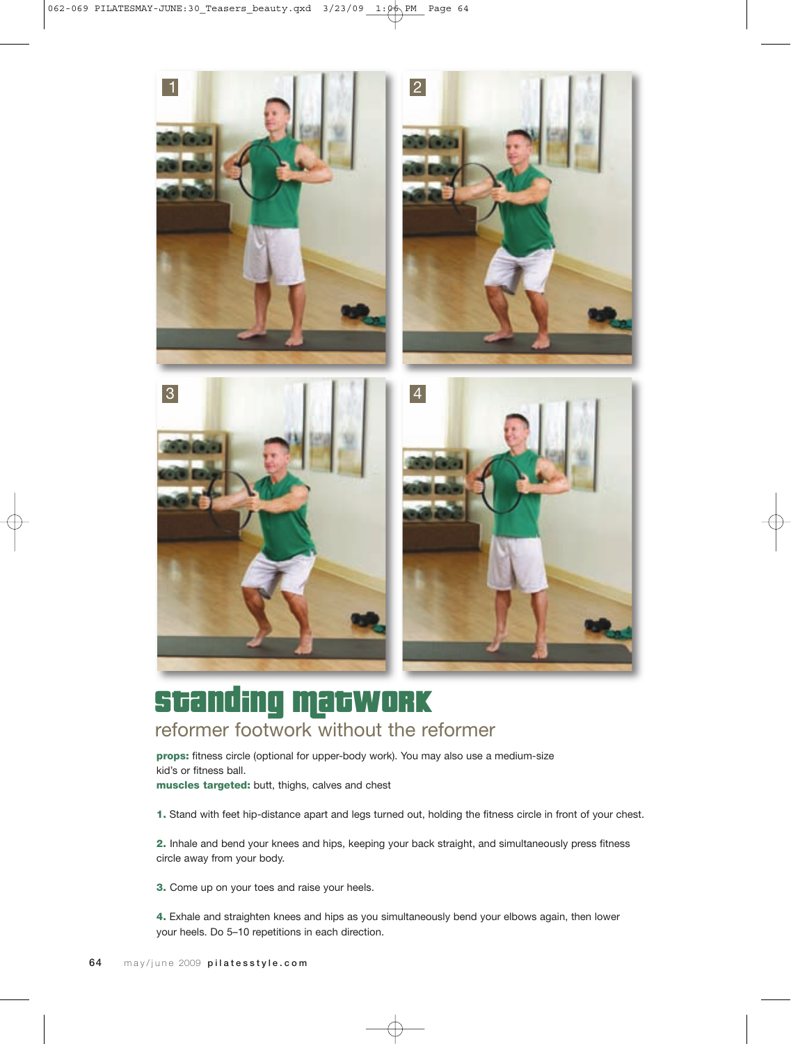## standing matwork

### reformer footwork without the reformer

**props:** fitness circle (optional for upper-body work). You may also use a medium-size kid's or fitness ball.
**muscles targeted:** butt, thighs, calves and chest

**1.** Stand with feet hip-distance apart and legs turned out, holding the fitness circle in front of your chest.

**2.** Inhale and bend your knees and hips, keeping your back straight, and simultaneously press fitness circle away from your body.

**3.** Come up on your toes and raise your heels.

**4.** Exhale and straighten knees and hips as you simultaneously bend your elbows again, then lower your heels. Do 5–10 repetitions in each direction.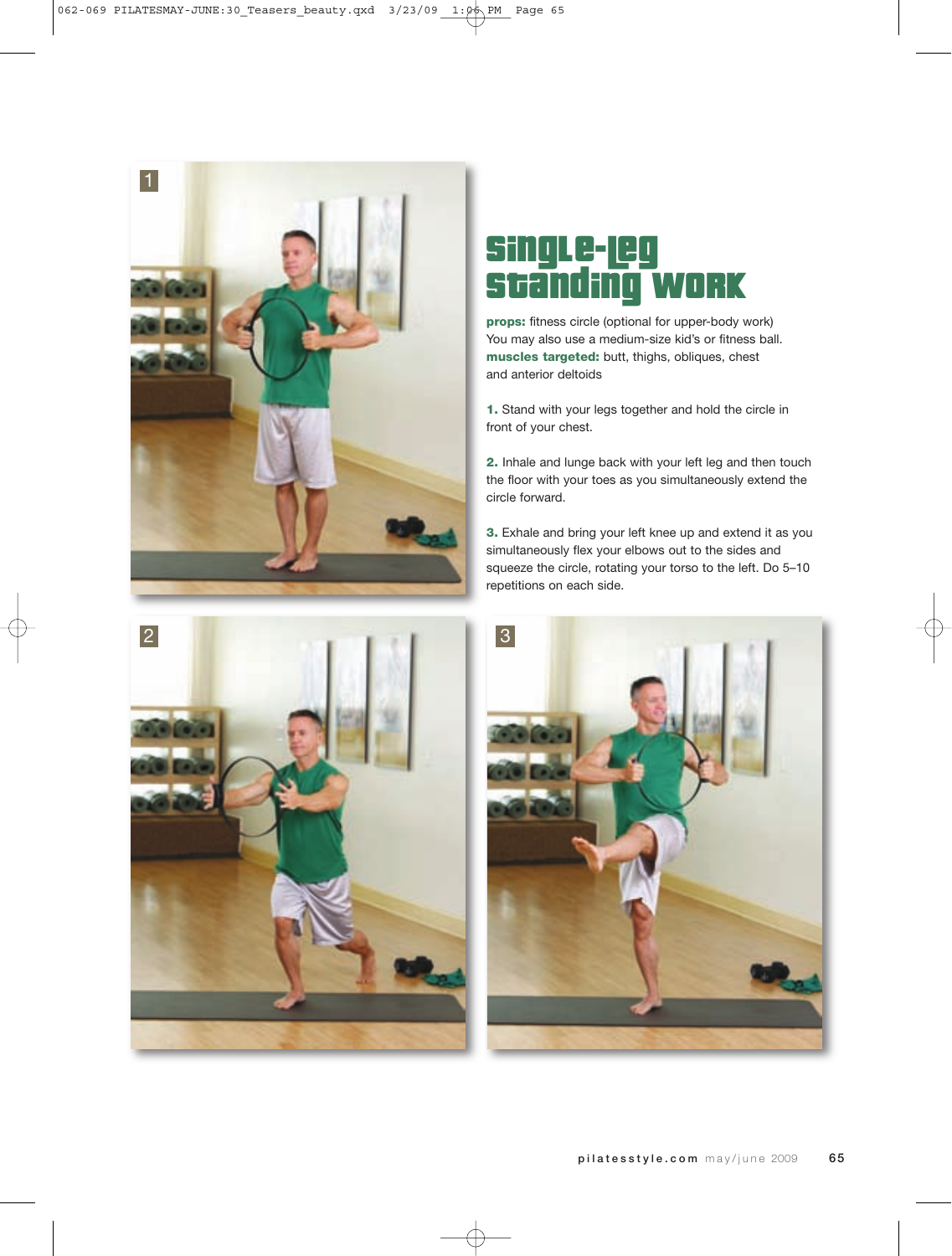# Single-leg standing work

**props:** fitness circle (optional for upper-body work) You may also use a medium-size kid's or fitness ball.
**muscles targeted:** butt, thighs, obliques, chest and anterior deltoids

**1.** Stand with your legs together and hold the circle in front of your chest.

**2.** Inhale and lunge back with your left leg and then touch the floor with your toes as you simultaneously extend the circle forward.

**3.** Exhale and bring your left knee up and extend it as you simultaneously flex your elbows out to the sides and squeeze the circle, rotating your torso to the left. Do 5–10 repetitions on each side.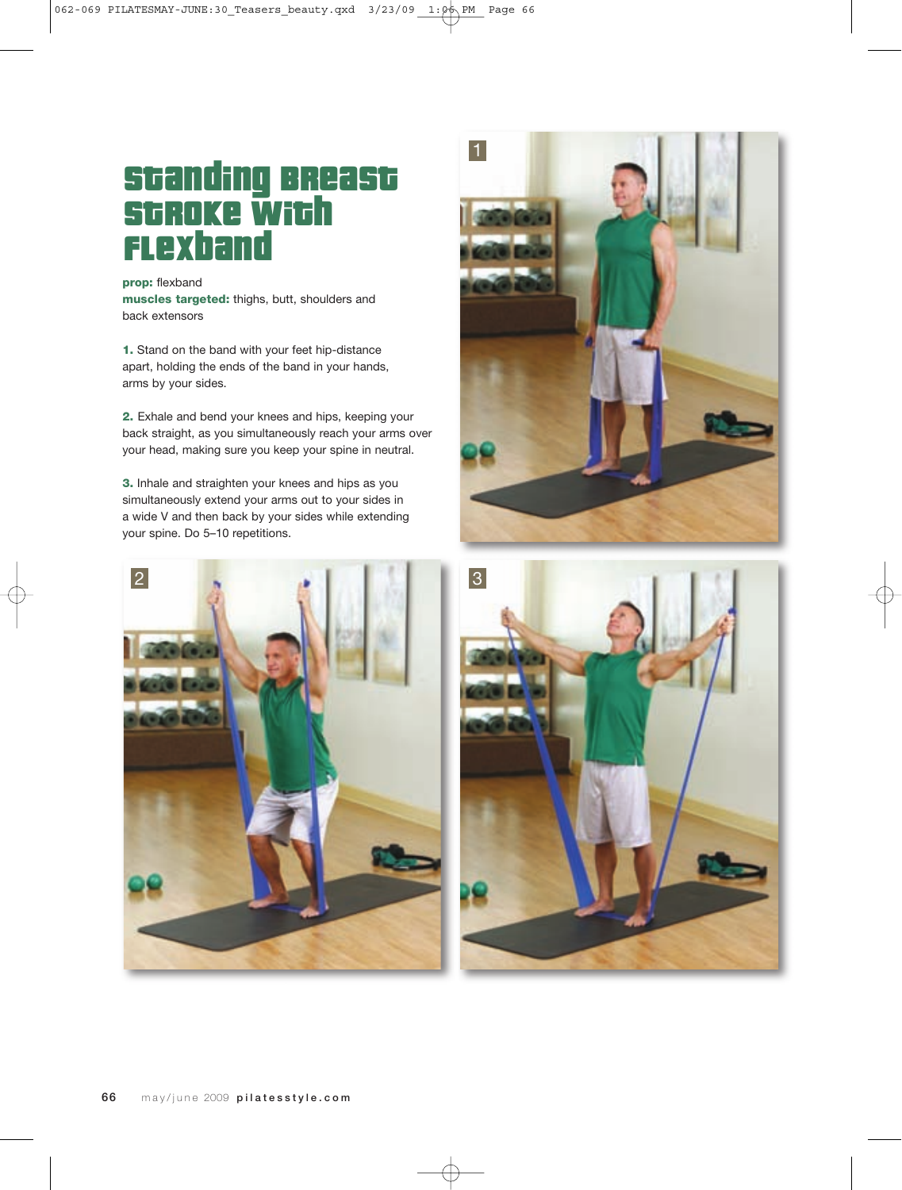# Standing Breast Stroke with Flexband

**prop:** flexband
**muscles targeted:** thighs, butt, shoulders and back extensors

**1.** Stand on the band with your feet hip-distance apart, holding the ends of the band in your hands, arms by your sides.

**2.** Exhale and bend your knees and hips, keeping your back straight, as you simultaneously reach your arms over your head, making sure you keep your spine in neutral.

**3.** Inhale and straighten your knees and hips as you simultaneously extend your arms out to your sides in a wide V and then back by your sides while extending your spine. Do 5–10 repetitions.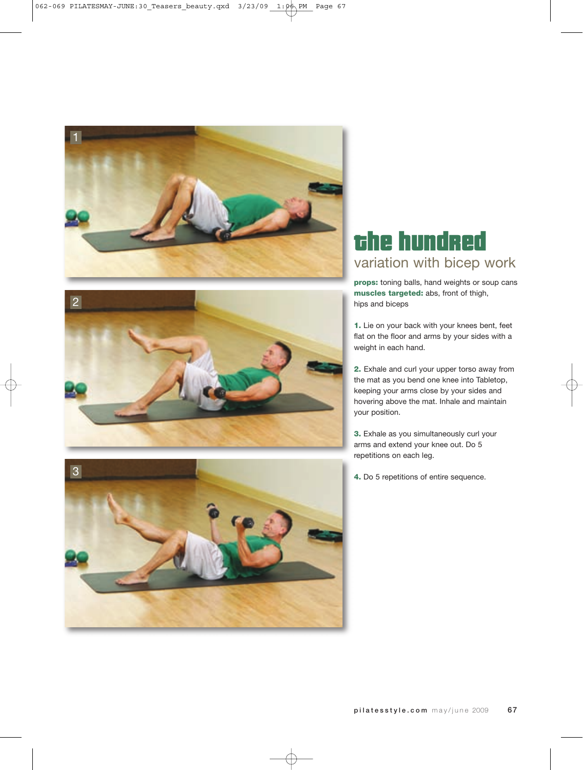# the hundred

## variation with bicep work

**props:** toning balls, hand weights or soup cans
**muscles targeted:** abs, front of thigh, hips and biceps

**1.** Lie on your back with your knees bent, feet flat on the floor and arms by your sides with a weight in each hand.

**2.** Exhale and curl your upper torso away from the mat as you bend one knee into Tabletop, keeping your arms close by your sides and hovering above the mat. Inhale and maintain your position.

**3.** Exhale as you simultaneously curl your arms and extend your knee out. Do 5 repetitions on each leg.

**4.** Do 5 repetitions of entire sequence.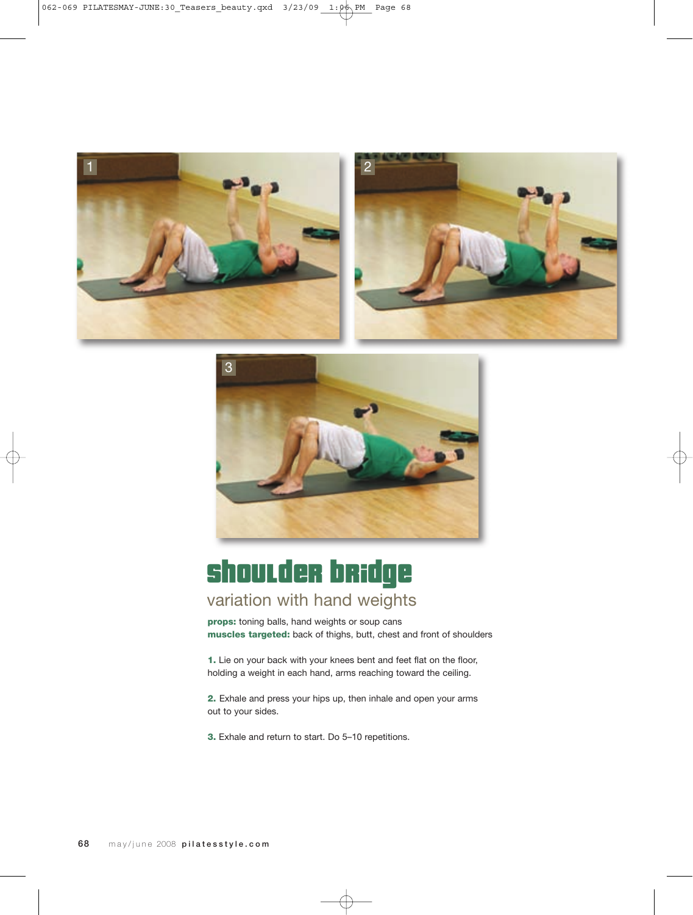# shoulder bridge

## variation with hand weights

**props:** toning balls, hand weights or soup cans
**muscles targeted:** back of thighs, butt, chest and front of shoulders

**1.** Lie on your back with your knees bent and feet flat on the floor, holding a weight in each hand, arms reaching toward the ceiling.

**2.** Exhale and press your hips up, then inhale and open your arms out to your sides.

**3.** Exhale and return to start. Do 5–10 repetitions.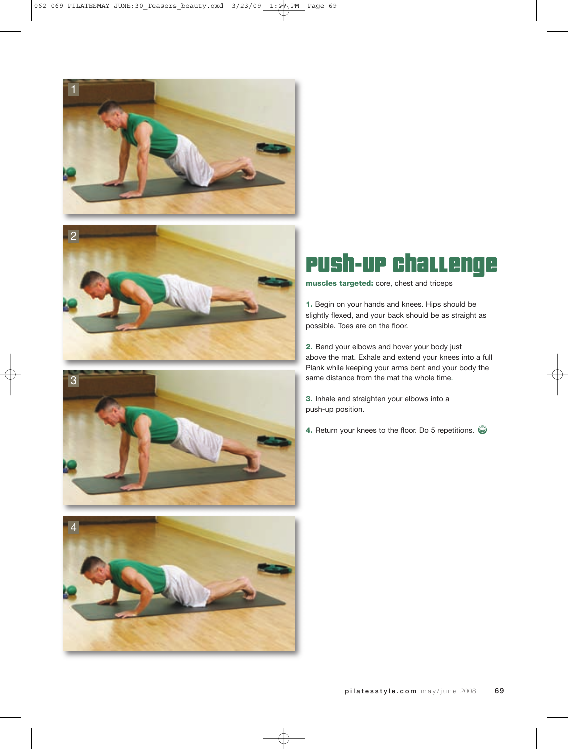## Push-up challenge

**muscles targeted:** core, chest and triceps

**1.** Begin on your hands and knees. Hips should be slightly flexed, and your back should be as straight as possible. Toes are on the floor.

**2.** Bend your elbows and hover your body just above the mat. Exhale and extend your knees into a full Plank while keeping your arms bent and your body the same distance from the mat the whole time.

**3.** Inhale and straighten your elbows into a push-up position.

**4.** Return your knees to the floor. Do 5 repetitions.